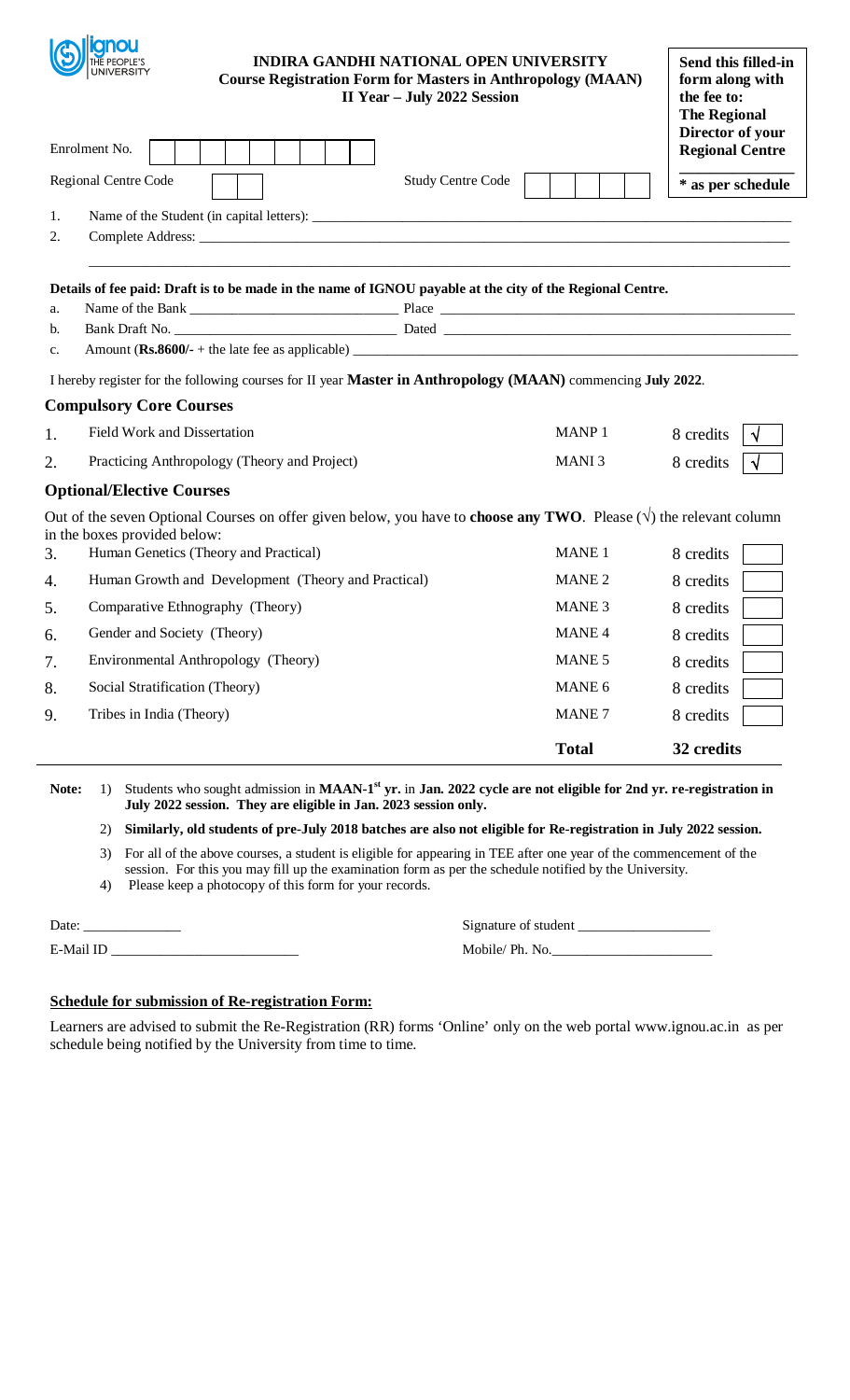# INDIRA GANDHI NATIONAL OPEN UNIVERSITY

**Course Registration Form for Masters in Anthropology (MAAN)**
**II Year – July 2022 Session**

**Send this filled-in form along with the fee to: The Regional Director of your Regional Centre**

**\* as per schedule**

Enrolment No. [ ]

Regional Centre Code [ ] Study Centre Code [ ]

1. Name of the Student (in capital letters): ______________________
2. Complete Address: ______________________

**Details of fee paid: Draft is to be made in the name of IGNOU payable at the city of the Regional Centre.**

a. Name of the Bank ______________ Place ______________
b. Bank Draft No. ______________ Dated ______________
c. Amount (**Rs.8600/-** + the late fee as applicable) ______________

I hereby register for the following courses for II year **Master in Anthropology (MAAN)** commencing **July 2022**.

## Compulsory Core Courses

| | Course | Code | Credits | |
|---|---|---|---|---|
| 1. | Field Work and Dissertation | MANP 1 | 8 credits | √ |
| 2. | Practicing Anthropology (Theory and Project) | MANI 3 | 8 credits | √ |

## Optional/Elective Courses

Out of the seven Optional Courses on offer given below, you have to **choose any TWO**. Please (√) the relevant column in the boxes provided below:

| | Course | Code | Credits | |
|---|---|---|---|---|
| 3. | Human Genetics (Theory and Practical) | MANE 1 | 8 credits | |
| 4. | Human Growth and Development (Theory and Practical) | MANE 2 | 8 credits | |
| 5. | Comparative Ethnography (Theory) | MANE 3 | 8 credits | |
| 6. | Gender and Society (Theory) | MANE 4 | 8 credits | |
| 7. | Environmental Anthropology (Theory) | MANE 5 | 8 credits | |
| 8. | Social Stratification (Theory) | MANE 6 | 8 credits | |
| 9. | Tribes in India (Theory) | MANE 7 | 8 credits | |
| | | **Total** | **32 credits** | |

**Note:**

1) Students who sought admission in **MAAN-1st yr.** in **Jan. 2022 cycle are not eligible for 2nd yr. re-registration in July 2022 session. They are eligible in Jan. 2023 session only.**

2) **Similarly, old students of pre-July 2018 batches are also not eligible for Re-registration in July 2022 session.**

3) For all of the above courses, a student is eligible for appearing in TEE after one year of the commencement of the session. For this you may fill up the examination form as per the schedule notified by the University.

4) Please keep a photocopy of this form for your records.

Date: ______________ Signature of student ______________

E-Mail ID ______________ Mobile/ Ph. No. ______________

### Schedule for submission of Re-registration Form:

Learners are advised to submit the Re-Registration (RR) forms 'Online' only on the web portal www.ignou.ac.in as per schedule being notified by the University from time to time.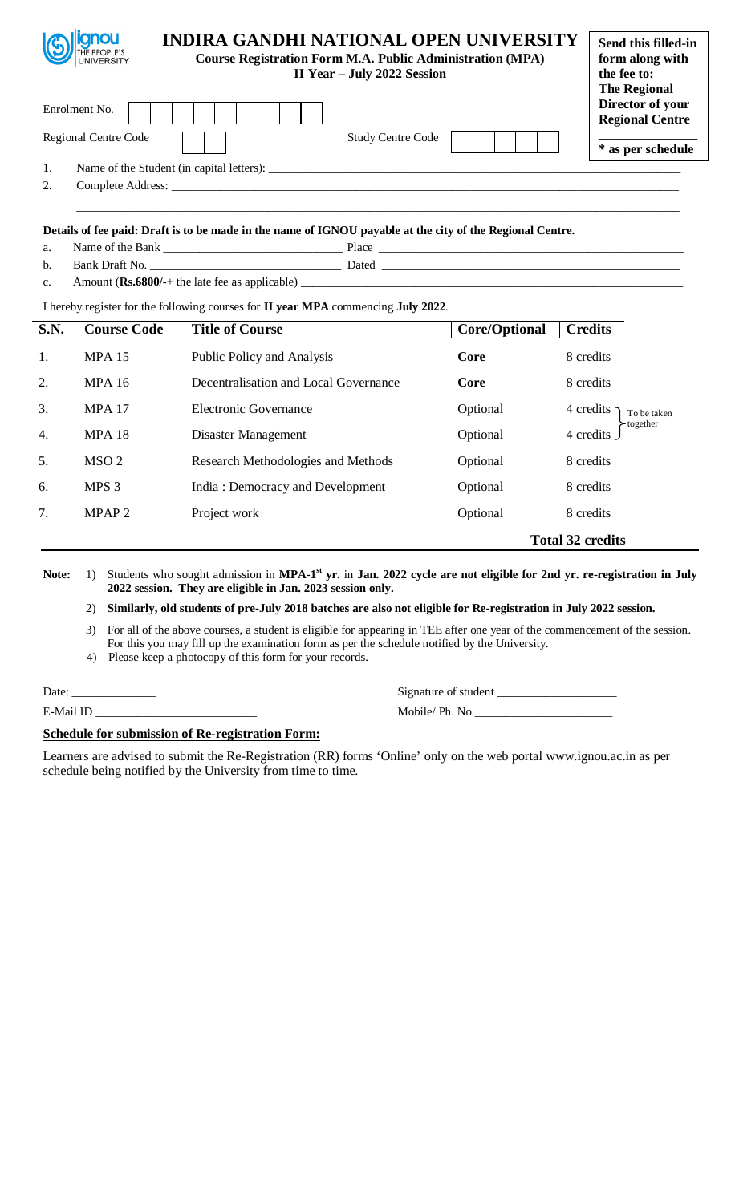# INDIRA GANDHI NATIONAL OPEN UNIVERSITY

**Course Registration Form M.A. Public Administration (MPA)**
**II Year – July 2022 Session**

**Send this filled-in form along with the fee to: The Regional Director of your Regional Centre**
**\* as per schedule**

Enrolment No. | | | | | | | | | |

Regional Centre Code | | |     Study Centre Code | | | | | |

1. Name of the Student (in capital letters): ______________________________
2. Complete Address: ______________________________

**Details of fee paid: Draft is to be made in the name of IGNOU payable at the city of the Regional Centre.**

a. Name of the Bank ______________________ Place ______________________
b. Bank Draft No. ______________________ Dated ______________________
c. Amount (**Rs.6800/-**+ the late fee as applicable) ______________________

I hereby register for the following courses for **II year MPA** commencing **July 2022**.

| S.N. | Course Code | Title of Course | Core/Optional | Credits |
|---|---|---|---|---|
| 1. | MPA 15 | Public Policy and Analysis | **Core** | 8 credits |
| 2. | MPA 16 | Decentralisation and Local Governance | **Core** | 8 credits |
| 3. | MPA 17 | Electronic Governance | Optional | 4 credits } To be taken together |
| 4. | MPA 18 | Disaster Management | Optional | 4 credits } To be taken together |
| 5. | MSO 2 | Research Methodologies and Methods | Optional | 8 credits |
| 6. | MPS 3 | India : Democracy and Development | Optional | 8 credits |
| 7. | MPAP 2 | Project work | Optional | 8 credits |
| | | | | **Total 32 credits** |

**Note:**

1) Students who sought admission in **MPA-1st yr.** in **Jan. 2022 cycle are not eligible for 2nd yr. re-registration in July 2022 session. They are eligible in Jan. 2023 session only.**
2) **Similarly, old students of pre-July 2018 batches are also not eligible for Re-registration in July 2022 session.**
3) For all of the above courses, a student is eligible for appearing in TEE after one year of the commencement of the session. For this you may fill up the examination form as per the schedule notified by the University.
4) Please keep a photocopy of this form for your records.

Date: ______________     Signature of student ______________

E-Mail ID ______________     Mobile/ Ph. No.______________

**Schedule for submission of Re-registration Form:**

Learners are advised to submit the Re-Registration (RR) forms 'Online' only on the web portal www.ignou.ac.in as per schedule being notified by the University from time to time.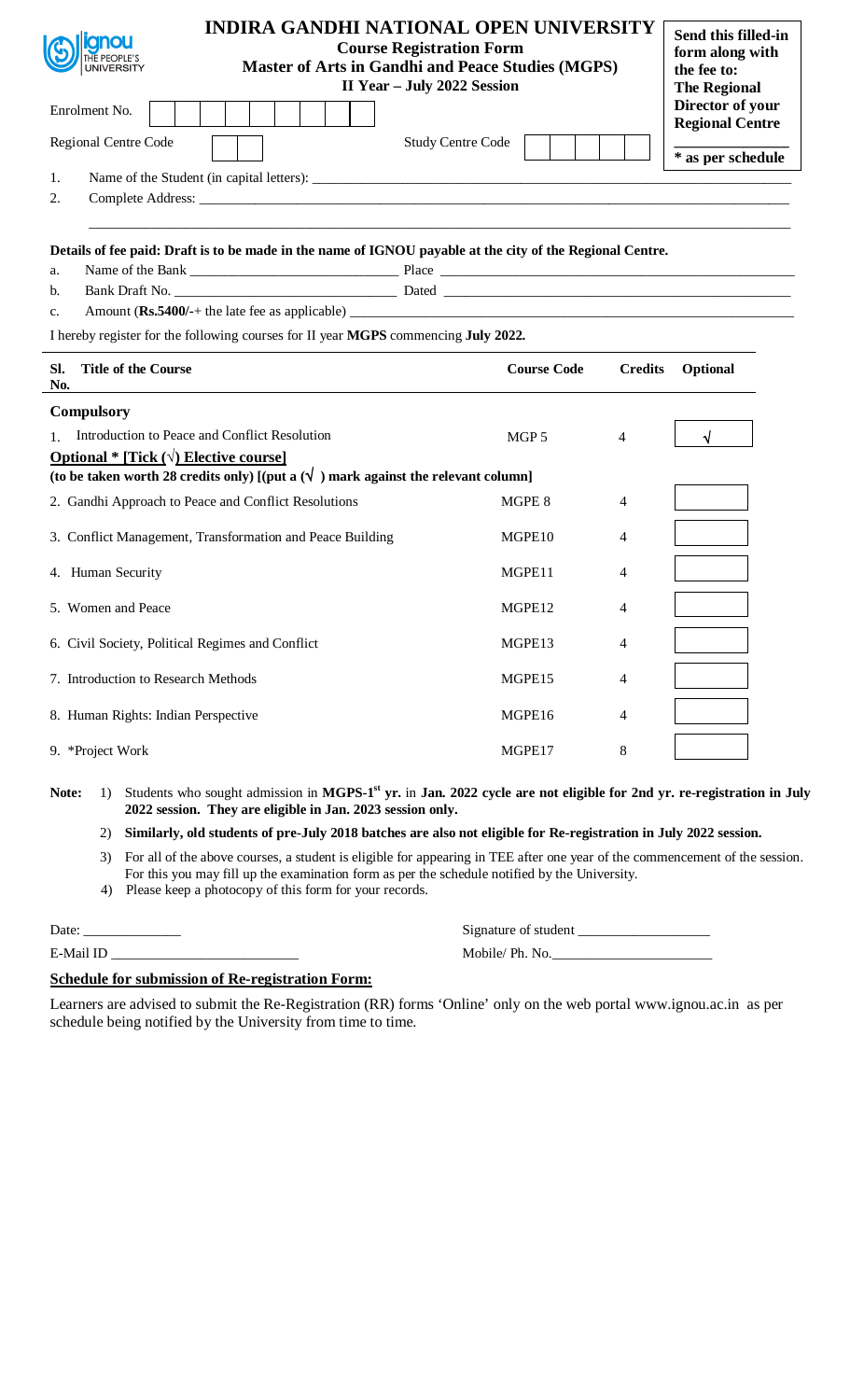ignou THE PEOPLE'S UNIVERSITY

# INDIRA GANDHI NATIONAL OPEN UNIVERSITY

**Course Registration Form**

**Master of Arts in Gandhi and Peace Studies (MGPS)**

**II Year – July 2022 Session**

**Send this filled-in form along with the fee to: The Regional Director of your Regional Centre**

*** as per schedule**

Enrolment No.

Regional Centre Code Study Centre Code

1. Name of the Student (in capital letters): ____________________
2. Complete Address: ____________________

**Details of fee paid: Draft is to be made in the name of IGNOU payable at the city of the Regional Centre.**

a. Name of the Bank ____________________ Place ____________________

b. Bank Draft No. ____________________ Dated ____________________

c. Amount (**Rs.5400/-**+ the late fee as applicable) ____________________

I hereby register for the following courses for II year **MGPS** commencing **July 2022.**

| Sl. No. | Title of the Course | Course Code | Credits | Optional |
|---|---|---|---|---|
| **Compulsory** | | | | |
| 1. | Introduction to Peace and Conflict Resolution | MGP 5 | 4 | √ |
| **Optional * [Tick (√) Elective course]** **(to be taken worth 28 credits only) [(put a (√ ) mark against the relevant column]** | | | | |
| 2. | Gandhi Approach to Peace and Conflict Resolutions | MGPE 8 | 4 | |
| 3. | Conflict Management, Transformation and Peace Building | MGPE10 | 4 | |
| 4. | Human Security | MGPE11 | 4 | |
| 5. | Women and Peace | MGPE12 | 4 | |
| 6. | Civil Society, Political Regimes and Conflict | MGPE13 | 4 | |
| 7. | Introduction to Research Methods | MGPE15 | 4 | |
| 8. | Human Rights: Indian Perspective | MGPE16 | 4 | |
| 9. | *Project Work | MGPE17 | 8 | |

**Note:**

1) Students who sought admission in **MGPS-1st yr.** in **Jan. 2022 cycle are not eligible for 2nd yr. re-registration in July 2022 session. They are eligible in Jan. 2023 session only.**

2) **Similarly, old students of pre-July 2018 batches are also not eligible for Re-registration in July 2022 session.**

3) For all of the above courses, a student is eligible for appearing in TEE after one year of the commencement of the session. For this you may fill up the examination form as per the schedule notified by the University.

4) Please keep a photocopy of this form for your records.

Date: ____________ Signature of student ____________

E-Mail ID ____________ Mobile/ Ph. No.____________

**Schedule for submission of Re-registration Form:**

Learners are advised to submit the Re-Registration (RR) forms 'Online' only on the web portal www.ignou.ac.in as per schedule being notified by the University from time to time.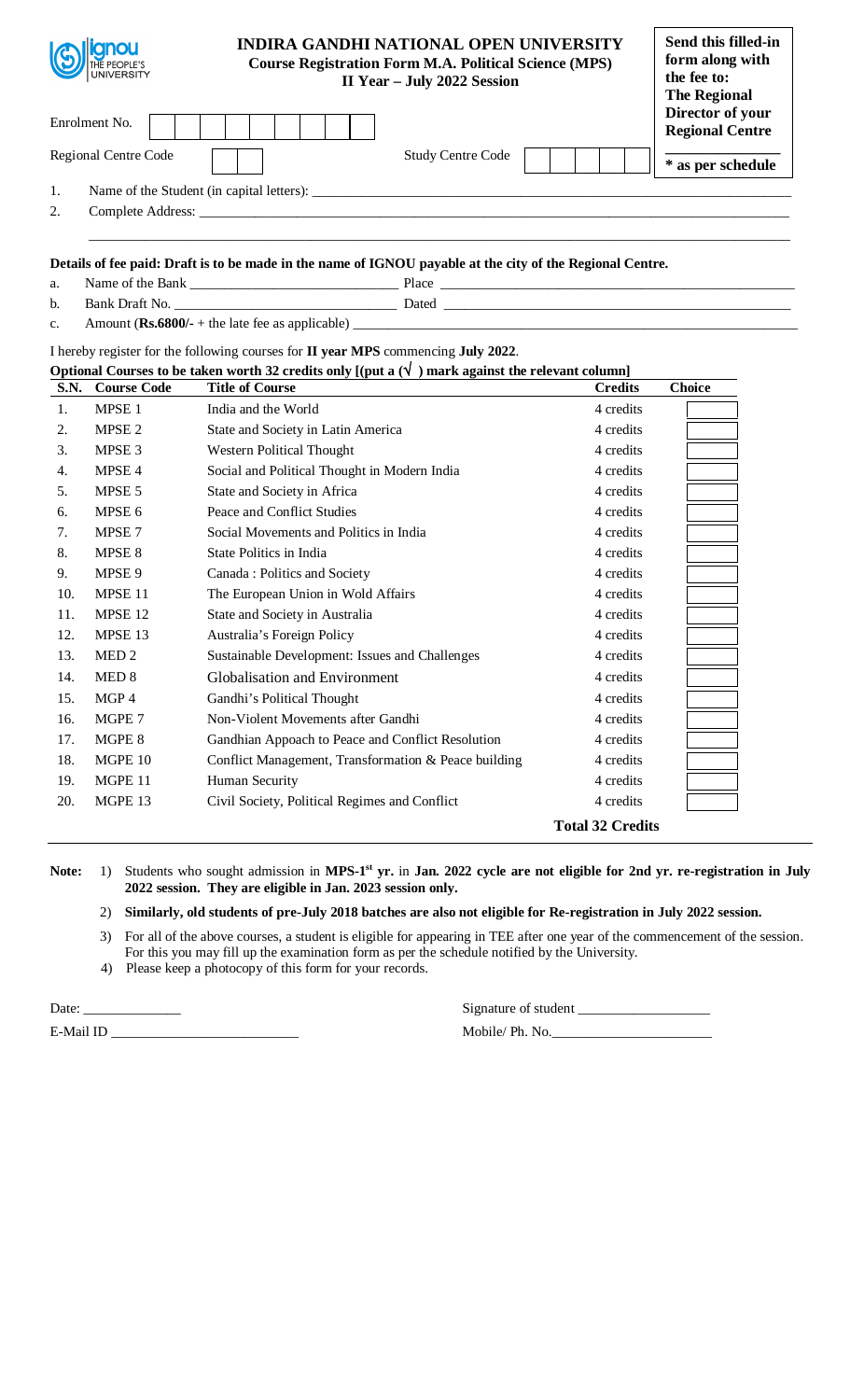# INDIRA GANDHI NATIONAL OPEN UNIVERSITY

**Course Registration Form M.A. Political Science (MPS)**
**II Year – July 2022 Session**

**Send this filled-in form along with the fee to: The Regional Director of your Regional Centre**
**\* as per schedule**

Enrolment No. | | | | | | | | | |

Regional Centre Code | | | Study Centre Code | | | | | |

1. Name of the Student (in capital letters): ____________________
2. Complete Address: ____________________

____________________

**Details of fee paid: Draft is to be made in the name of IGNOU payable at the city of the Regional Centre.**

a. Name of the Bank ____________________ Place ____________________
b. Bank Draft No. ____________________ Dated ____________________
c. Amount (**Rs.6800/-** + the late fee as applicable) ____________________

I hereby register for the following courses for **II year MPS** commencing **July 2022**.

**Optional Courses to be taken worth 32 credits only [(put a (√ ) mark against the relevant column]**

| S.N. | Course Code | Title of Course | Credits | Choice |
|---|---|---|---|---|
| 1. | MPSE 1 | India and the World | 4 credits | |
| 2. | MPSE 2 | State and Society in Latin America | 4 credits | |
| 3. | MPSE 3 | Western Political Thought | 4 credits | |
| 4. | MPSE 4 | Social and Political Thought in Modern India | 4 credits | |
| 5. | MPSE 5 | State and Society in Africa | 4 credits | |
| 6. | MPSE 6 | Peace and Conflict Studies | 4 credits | |
| 7. | MPSE 7 | Social Movements and Politics in India | 4 credits | |
| 8. | MPSE 8 | State Politics in India | 4 credits | |
| 9. | MPSE 9 | Canada : Politics and Society | 4 credits | |
| 10. | MPSE 11 | The European Union in Wold Affairs | 4 credits | |
| 11. | MPSE 12 | State and Society in Australia | 4 credits | |
| 12. | MPSE 13 | Australia's Foreign Policy | 4 credits | |
| 13. | MED 2 | Sustainable Development: Issues and Challenges | 4 credits | |
| 14. | MED 8 | Globalisation and Environment | 4 credits | |
| 15. | MGP 4 | Gandhi's Political Thought | 4 credits | |
| 16. | MGPE 7 | Non-Violent Movements after Gandhi | 4 credits | |
| 17. | MGPE 8 | Gandhian Appoach to Peace and Conflict Resolution | 4 credits | |
| 18. | MGPE 10 | Conflict Management, Transformation & Peace building | 4 credits | |
| 19. | MGPE 11 | Human Security | 4 credits | |
| 20. | MGPE 13 | Civil Society, Political Regimes and Conflict | 4 credits | |
| | | | **Total 32 Credits** | |

**Note:**

1) Students who sought admission in **MPS-1st yr.** in **Jan. 2022 cycle are not eligible for 2nd yr. re-registration in July 2022 session. They are eligible in Jan. 2023 session only.**
2) **Similarly, old students of pre-July 2018 batches are also not eligible for Re-registration in July 2022 session.**
3) For all of the above courses, a student is eligible for appearing in TEE after one year of the commencement of the session. For this you may fill up the examination form as per the schedule notified by the University.
4) Please keep a photocopy of this form for your records.

Date: ____________ Signature of student ____________________

E-Mail ID ____________________ Mobile/ Ph. No.____________________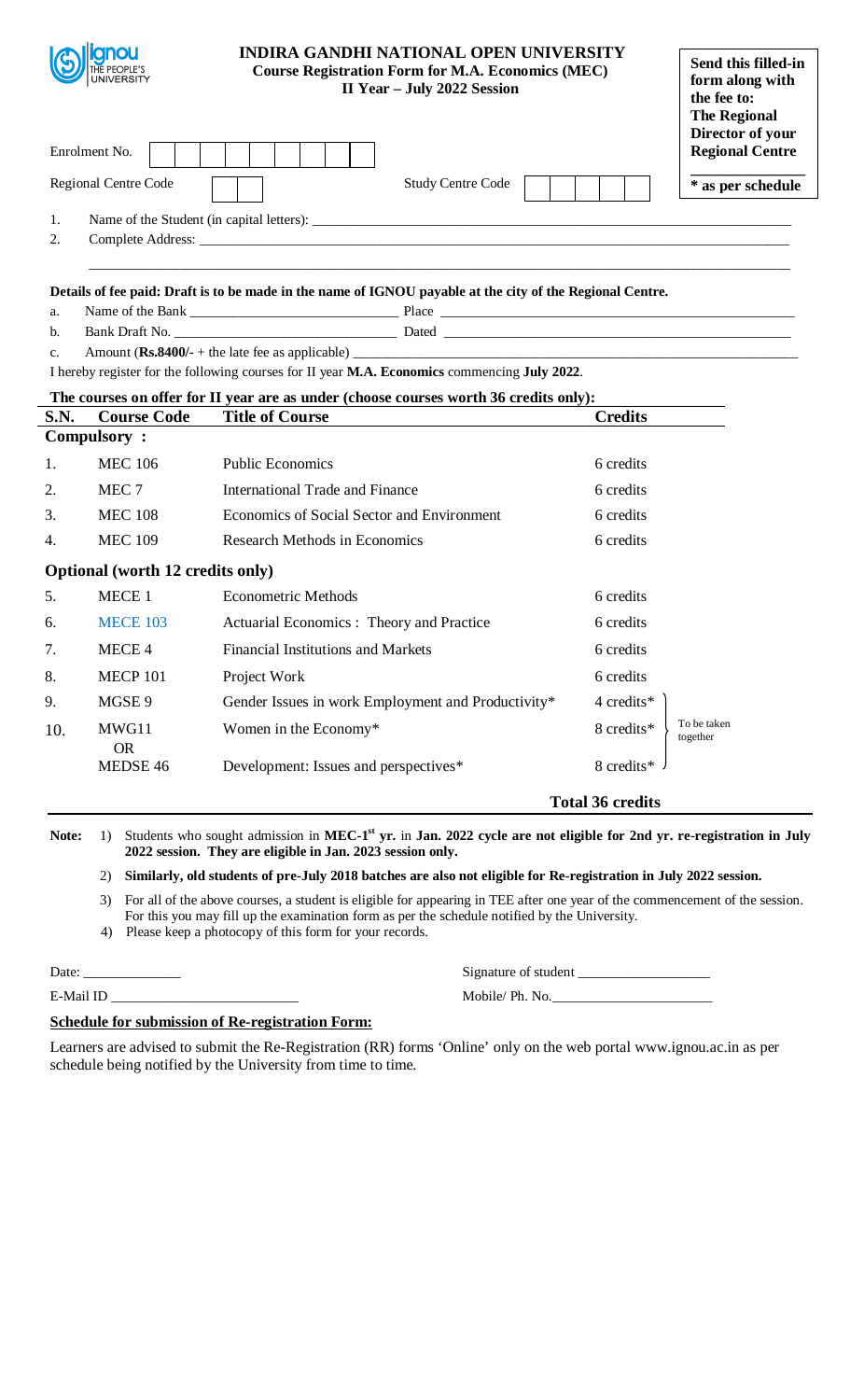ignou THE PEOPLE'S UNIVERSITY

# INDIRA GANDHI NATIONAL OPEN UNIVERSITY

**Course Registration Form for M.A. Economics (MEC)**
**II Year – July 2022 Session**

**Send this filled-in form along with the fee to: The Regional Director of your Regional Centre**
**\* as per schedule**

Enrolment No. [ ][ ][ ][ ][ ][ ][ ][ ][ ]

Regional Centre Code [ ][ ]  Study Centre Code [ ][ ][ ][ ][ ]

1. Name of the Student (in capital letters): ____________________
2. Complete Address: ____________________

**Details of fee paid: Draft is to be made in the name of IGNOU payable at the city of the Regional Centre.**

a. Name of the Bank ____________________ Place ____________________
b. Bank Draft No. ____________________ Dated ____________________
c. Amount (**Rs.8400/-** + the late fee as applicable) ____________________

I hereby register for the following courses for II year **M.A. Economics** commencing **July 2022**.

**The courses on offer for II year are as under (choose courses worth 36 credits only):**

| S.N. | Course Code | Title of Course | Credits | |
|---|---|---|---|---|
| **Compulsory :** | | | | |
| 1. | MEC 106 | Public Economics | 6 credits | |
| 2. | MEC 7 | International Trade and Finance | 6 credits | |
| 3. | MEC 108 | Economics of Social Sector and Environment | 6 credits | |
| 4. | MEC 109 | Research Methods in Economics | 6 credits | |
| **Optional (worth 12 credits only)** | | | | |
| 5. | MECE 1 | Econometric Methods | 6 credits | |
| 6. | MECE 103 | Actuarial Economics : Theory and Practice | 6 credits | |
| 7. | MECE 4 | Financial Institutions and Markets | 6 credits | |
| 8. | MECP 101 | Project Work | 6 credits | |
| 9. | MGSE 9 | Gender Issues in work Employment and Productivity\* | 4 credits\* | To be taken together |
| 10. | MWG11 OR | Women in the Economy\* | 8 credits\* | |
| | MEDSE 46 | Development: Issues and perspectives\* | 8 credits\* | |
| | | | **Total 36 credits** | |

**Note:**
1) Students who sought admission in **MEC-1st yr.** in **Jan. 2022 cycle are not eligible for 2nd yr. re-registration in July 2022 session. They are eligible in Jan. 2023 session only.**
2) **Similarly, old students of pre-July 2018 batches are also not eligible for Re-registration in July 2022 session.**
3) For all of the above courses, a student is eligible for appearing in TEE after one year of the commencement of the session. For this you may fill up the examination form as per the schedule notified by the University.
4) Please keep a photocopy of this form for your records.

Date: ______________  Signature of student ____________________

E-Mail ID ____________________  Mobile/ Ph. No.____________________

**Schedule for submission of Re-registration Form:**

Learners are advised to submit the Re-Registration (RR) forms 'Online' only on the web portal www.ignou.ac.in as per schedule being notified by the University from time to time.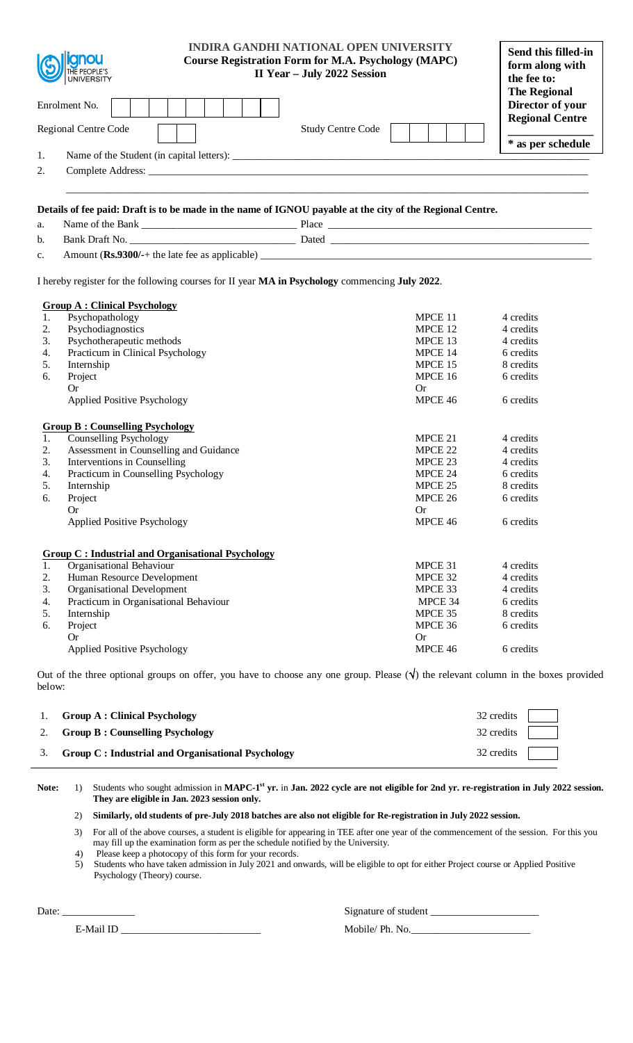ignou THE PEOPLE'S UNIVERSITY

# INDIRA GANDHI NATIONAL OPEN UNIVERSITY

## Course Registration Form for M.A. Psychology (MAPC)

## II Year – July 2022 Session

**Send this filled-in form along with the fee to: The Regional Director of your Regional Centre**

**\* as per schedule**

Enrolment No. | | | | | | | | | |

Regional Centre Code | | |    Study Centre Code | | | | | |

1. Name of the Student (in capital letters): ____________________
2. Complete Address: ____________________

**Details of fee paid: Draft is to be made in the name of IGNOU payable at the city of the Regional Centre.**

a. Name of the Bank ____________________ Place ____________________

b. Bank Draft No. ____________________ Dated ____________________

c. Amount (**Rs.9300/-**+ the late fee as applicable) ____________________

I hereby register for the following courses for II year **MA in Psychology** commencing **July 2022**.

**Group A : Clinical Psychology**

| | Course | Code | Credits |
|---|---|---|---|
| 1. | Psychopathology | MPCE 11 | 4 credits |
| 2. | Psychodiagnostics | MPCE 12 | 4 credits |
| 3. | Psychotherapeutic methods | MPCE 13 | 4 credits |
| 4. | Practicum in Clinical Psychology | MPCE 14 | 6 credits |
| 5. | Internship | MPCE 15 | 8 credits |
| 6. | Project | MPCE 16 | 6 credits |
| | Or | Or | |
| | Applied Positive Psychology | MPCE 46 | 6 credits |

**Group B : Counselling Psychology**

| | Course | Code | Credits |
|---|---|---|---|
| 1. | Counselling Psychology | MPCE 21 | 4 credits |
| 2. | Assessment in Counselling and Guidance | MPCE 22 | 4 credits |
| 3. | Interventions in Counselling | MPCE 23 | 4 credits |
| 4. | Practicum in Counselling Psychology | MPCE 24 | 6 credits |
| 5. | Internship | MPCE 25 | 8 credits |
| 6. | Project | MPCE 26 | 6 credits |
| | Or | Or | |
| | Applied Positive Psychology | MPCE 46 | 6 credits |

**Group C : Industrial and Organisational Psychology**

| | Course | Code | Credits |
|---|---|---|---|
| 1. | Organisational Behaviour | MPCE 31 | 4 credits |
| 2. | Human Resource Development | MPCE 32 | 4 credits |
| 3. | Organisational Development | MPCE 33 | 4 credits |
| 4. | Practicum in Organisational Behaviour | MPCE 34 | 6 credits |
| 5. | Internship | MPCE 35 | 8 credits |
| 6. | Project | MPCE 36 | 6 credits |
| | Or | Or | |
| | Applied Positive Psychology | MPCE 46 | 6 credits |

Out of the three optional groups on offer, you have to choose any one group. Please (√) the relevant column in the boxes provided below:

| | Group | Credits | √ |
|---|---|---|---|
| 1. | **Group A : Clinical Psychology** | 32 credits | |
| 2. | **Group B : Counselling Psychology** | 32 credits | |
| 3. | **Group C : Industrial and Organisational Psychology** | 32 credits | |

**Note:**

1) Students who sought admission in **MAPC-1st yr.** in **Jan. 2022 cycle are not eligible for 2nd yr. re-registration in July 2022 session. They are eligible in Jan. 2023 session only.**
2) **Similarly, old students of pre-July 2018 batches are also not eligible for Re-registration in July 2022 session.**
3) For all of the above courses, a student is eligible for appearing in TEE after one year of the commencement of the session. For this you may fill up the examination form as per the schedule notified by the University.
4) Please keep a photocopy of this form for your records.
5) Students who have taken admission in July 2021 and onwards, will be eligible to opt for either Project course or Applied Positive Psychology (Theory) course.

Date: ____________________ Signature of student ____________________

E-Mail ID ____________________ Mobile/ Ph. No. ____________________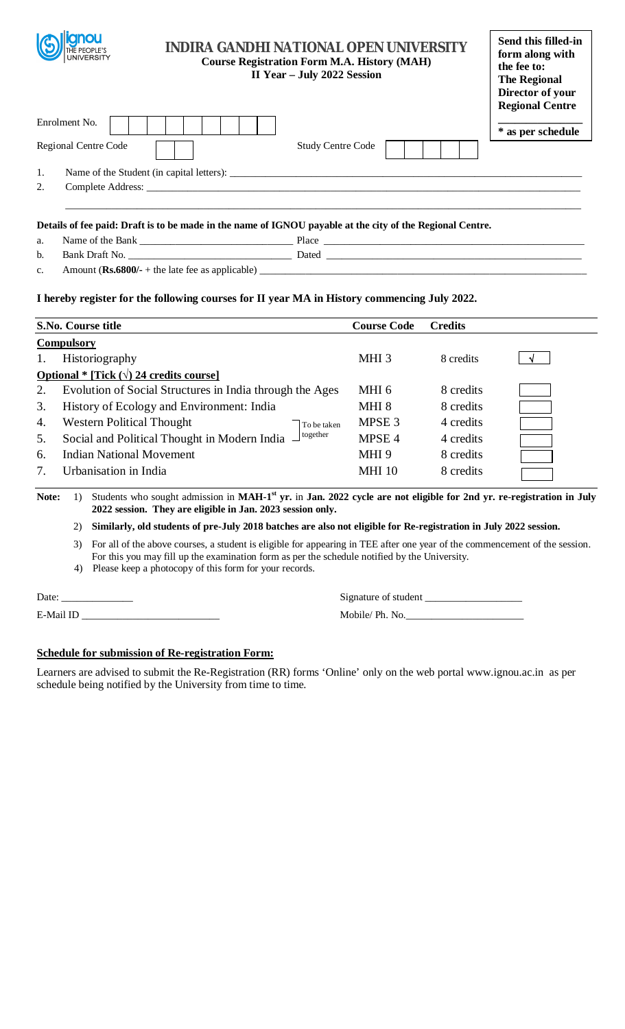# INDIRA GANDHI NATIONAL OPEN UNIVERSITY

**Course Registration Form M.A. History (MAH)**
**II Year – July 2022 Session**

**Send this filled-in form along with the fee to: The Regional Director of your Regional Centre**

**\* as per schedule**

Enrolment No. [ ]

Regional Centre Code [ ] Study Centre Code [ ]

1. Name of the Student (in capital letters): ____________________
2. Complete Address: ____________________

**Details of fee paid: Draft is to be made in the name of IGNOU payable at the city of the Regional Centre.**

a. Name of the Bank ____________________ Place ____________________

b. Bank Draft No. ____________________ Dated ____________________

c. Amount (**Rs.6800/-** + the late fee as applicable) ____________________

**I hereby register for the following courses for II year MA in History commencing July 2022.**

| S.No. | Course title | Course Code | Credits | |
|---|---|---|---|---|
| **Compulsory** | | | | |
| 1. | Historiography | MHI 3 | 8 credits | √ |
| **Optional \* [Tick (√) 24 credits course]** | | | | |
| 2. | Evolution of Social Structures in India through the Ages | MHI 6 | 8 credits | |
| 3. | History of Ecology and Environment: India | MHI 8 | 8 credits | |
| 4. | Western Political Thought (To be taken together with 5) | MPSE 3 | 4 credits | |
| 5. | Social and Political Thought in Modern India (To be taken together with 4) | MPSE 4 | 4 credits | |
| 6. | Indian National Movement | MHI 9 | 8 credits | |
| 7. | Urbanisation in India | MHI 10 | 8 credits | |

**Note:**

1) Students who sought admission in **MAH-1st yr.** in **Jan. 2022 cycle are not eligible for 2nd yr. re-registration in July 2022 session. They are eligible in Jan. 2023 session only.**

2) **Similarly, old students of pre-July 2018 batches are also not eligible for Re-registration in July 2022 session.**

3) For all of the above courses, a student is eligible for appearing in TEE after one year of the commencement of the session. For this you may fill up the examination form as per the schedule notified by the University.

4) Please keep a photocopy of this form for your records.

Date: ______________ Signature of student ____________________

E-Mail ID ____________________ Mobile/ Ph. No. ____________________

**Schedule for submission of Re-registration Form:**

Learners are advised to submit the Re-Registration (RR) forms 'Online' only on the web portal www.ignou.ac.in as per schedule being notified by the University from time to time.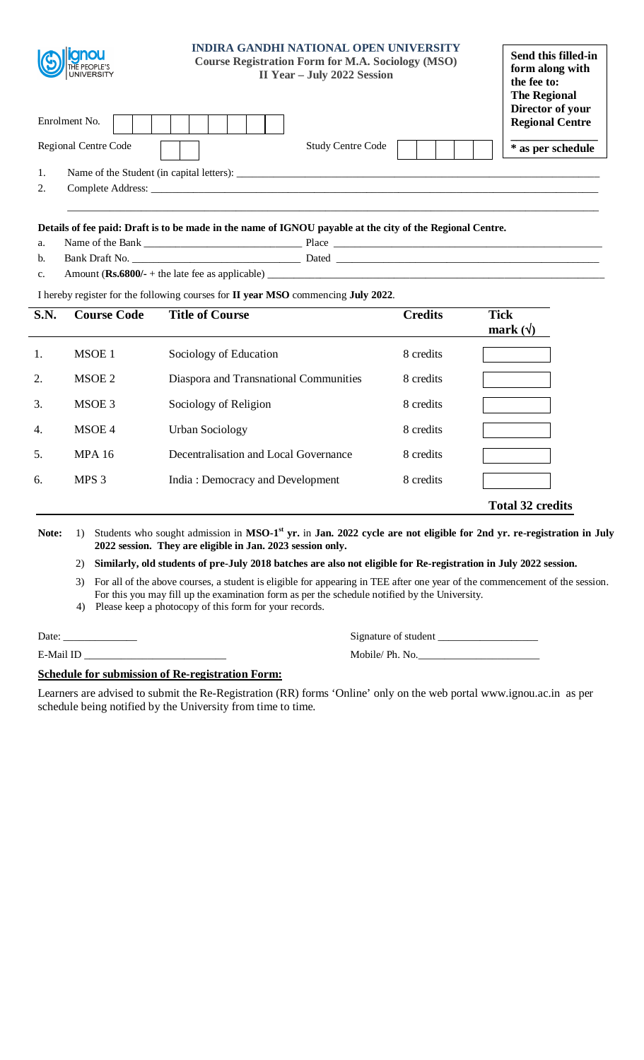ignou THE PEOPLE'S UNIVERSITY

# INDIRA GANDHI NATIONAL OPEN UNIVERSITY

**Course Registration Form for M.A. Sociology (MSO)**
**II Year – July 2022 Session**

**Send this filled-in form along with the fee to: The Regional Director of your Regional Centre**

*** as per schedule**

Enrolment No. | | | | | | | | | |

Regional Centre Code | | | Study Centre Code | | | | |

1. Name of the Student (in capital letters): ____________________________________________
2. Complete Address: ______________________________________________________________

______________________________________________________________________________

**Details of fee paid: Draft is to be made in the name of IGNOU payable at the city of the Regional Centre.**

a. Name of the Bank ____________________________ Place ______________________________
b. Bank Draft No. ______________________________ Dated ______________________________
c. Amount (**Rs.6800/-** + the late fee as applicable) ______________________________________

I hereby register for the following courses for **II year MSO** commencing **July 2022**.

| S.N. | Course Code | Title of Course | Credits | Tick mark (√) |
|---|---|---|---|---|
| 1. | MSOE 1 | Sociology of Education | 8 credits | |
| 2. | MSOE 2 | Diaspora and Transnational Communities | 8 credits | |
| 3. | MSOE 3 | Sociology of Religion | 8 credits | |
| 4. | MSOE 4 | Urban Sociology | 8 credits | |
| 5. | MPA 16 | Decentralisation and Local Governance | 8 credits | |
| 6. | MPS 3 | India : Democracy and Development | 8 credits | |
| | | | | **Total 32 credits** |

**Note:**

1) Students who sought admission in **MSO-1st yr.** in **Jan. 2022 cycle are not eligible for 2nd yr. re-registration in July 2022 session. They are eligible in Jan. 2023 session only.**
2) **Similarly, old students of pre-July 2018 batches are also not eligible for Re-registration in July 2022 session.**
3) For all of the above courses, a student is eligible for appearing in TEE after one year of the commencement of the session. For this you may fill up the examination form as per the schedule notified by the University.
4) Please keep a photocopy of this form for your records.

Date: ______________ Signature of student ___________________

E-Mail ID ___________________________ Mobile/ Ph. No.______________________

**Schedule for submission of Re-registration Form:**

Learners are advised to submit the Re-Registration (RR) forms 'Online' only on the web portal www.ignou.ac.in as per schedule being notified by the University from time to time.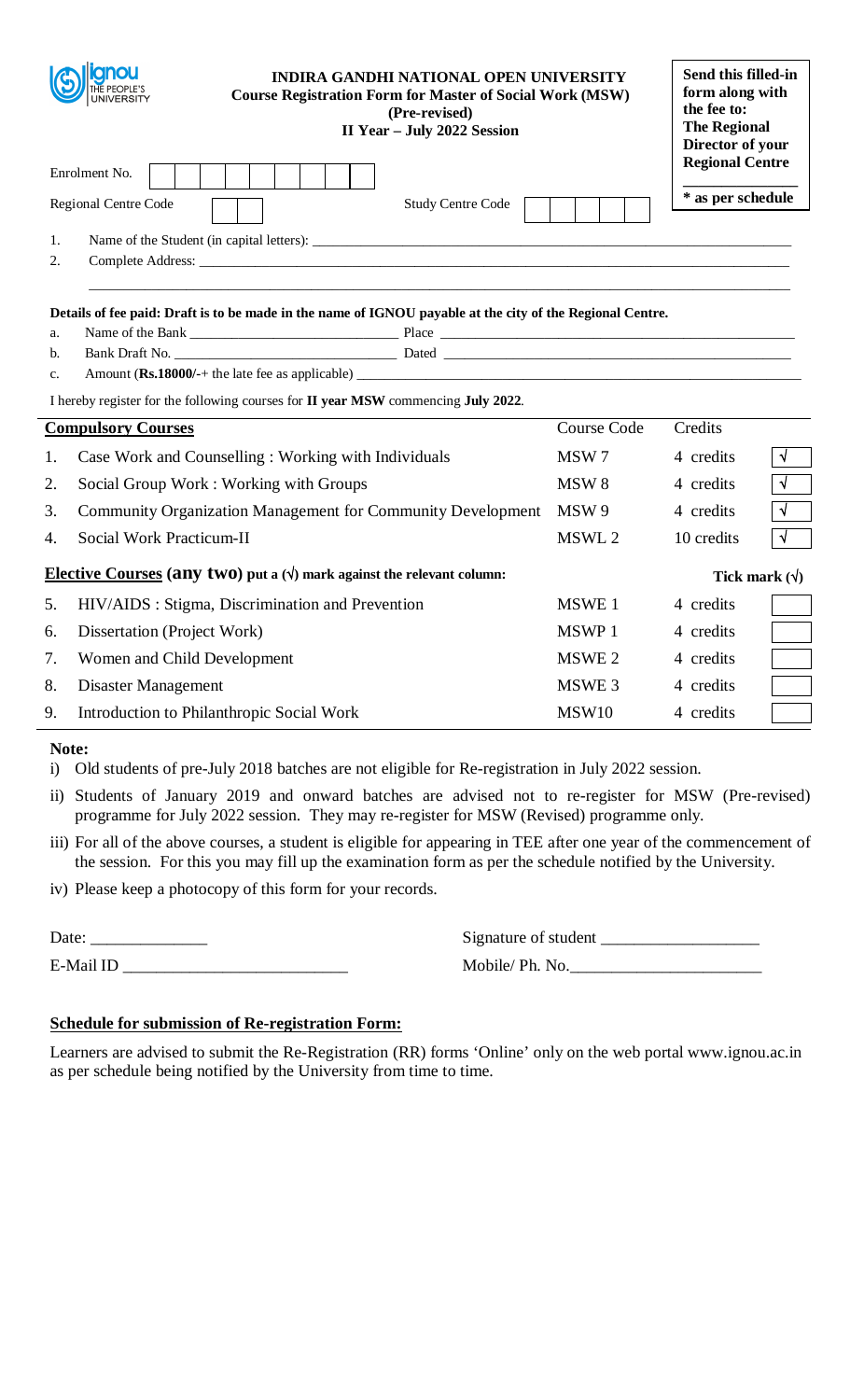**INDIRA GANDHI NATIONAL OPEN UNIVERSITY**
**Course Registration Form for Master of Social Work (MSW)**
**(Pre-revised)**
**II Year – July 2022 Session**

**Send this filled-in form along with the fee to: The Regional Director of your Regional Centre**

**\* as per schedule**

Enrolment No.

Regional Centre Code | Study Centre Code

1. Name of the Student (in capital letters): ______________________
2. Complete Address: ______________________

**Details of fee paid: Draft is to be made in the name of IGNOU payable at the city of the Regional Centre.**

a. Name of the Bank ______________ Place ______________
b. Bank Draft No. ______________ Dated ______________
c. Amount (**Rs.18000/-**+ the late fee as applicable) ______________

I hereby register for the following courses for **II year MSW** commencing **July 2022**.

| **Compulsory Courses** | Course Code | Credits | |
|---|---|---|---|
| 1. Case Work and Counselling : Working with Individuals | MSW 7 | 4 credits | √ |
| 2. Social Group Work : Working with Groups | MSW 8 | 4 credits | √ |
| 3. Community Organization Management for Community Development | MSW 9 | 4 credits | √ |
| 4. Social Work Practicum-II | MSWL 2 | 10 credits | √ |
| **Elective Courses (any two) put a (√) mark against the relevant column:** | | | **Tick mark (√)** |
| 5. HIV/AIDS : Stigma, Discrimination and Prevention | MSWE 1 | 4 credits | |
| 6. Dissertation (Project Work) | MSWP 1 | 4 credits | |
| 7. Women and Child Development | MSWE 2 | 4 credits | |
| 8. Disaster Management | MSWE 3 | 4 credits | |
| 9. Introduction to Philanthropic Social Work | MSW10 | 4 credits | |

**Note:**

i) Old students of pre-July 2018 batches are not eligible for Re-registration in July 2022 session.

ii) Students of January 2019 and onward batches are advised not to re-register for MSW (Pre-revised) programme for July 2022 session. They may re-register for MSW (Revised) programme only.

iii) For all of the above courses, a student is eligible for appearing in TEE after one year of the commencement of the session. For this you may fill up the examination form as per the schedule notified by the University.

iv) Please keep a photocopy of this form for your records.

Date: ______________ Signature of student ______________

E-Mail ID ______________ Mobile/ Ph. No.______________

**Schedule for submission of Re-registration Form:**

Learners are advised to submit the Re-Registration (RR) forms 'Online' only on the web portal www.ignou.ac.in as per schedule being notified by the University from time to time.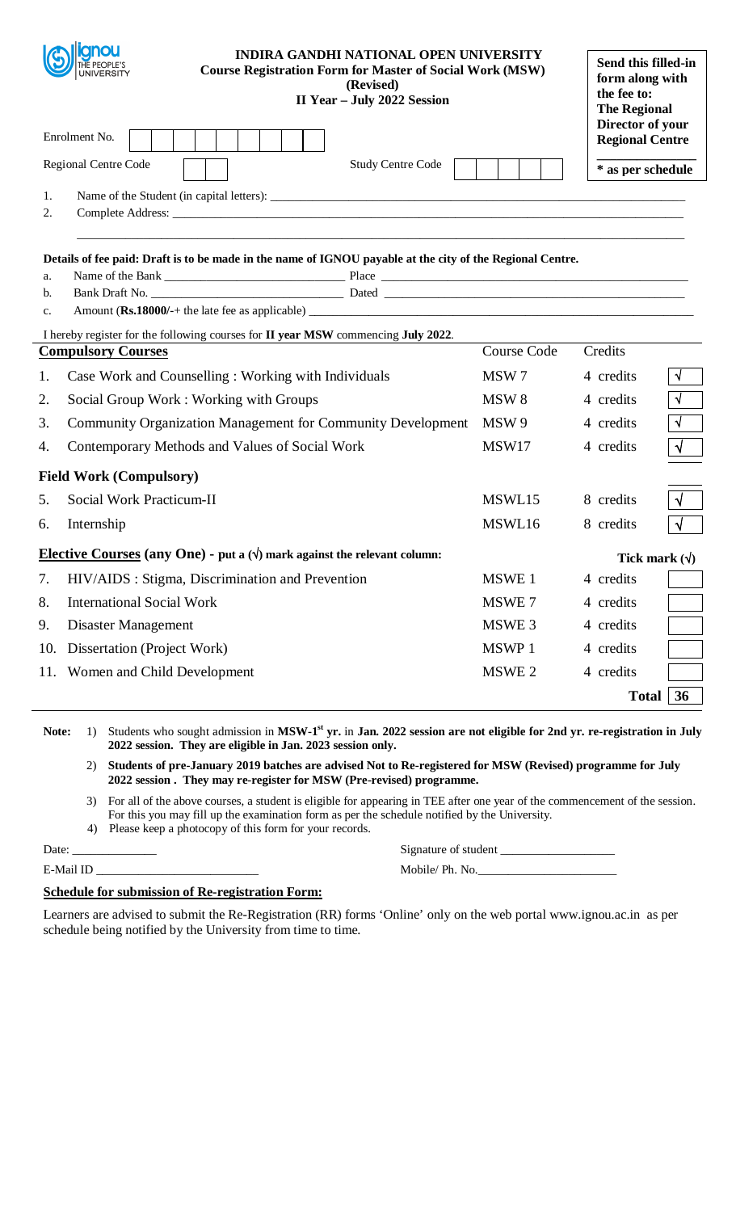# INDIRA GANDHI NATIONAL OPEN UNIVERSITY

**Course Registration Form for Master of Social Work (MSW) (Revised)**

**II Year – July 2022 Session**

**Send this filled-in form along with the fee to: The Regional Director of your Regional Centre**

**\* as per schedule**

Enrolment No. | | | | | | | | | | |

Regional Centre Code | | |     Study Centre Code | | | | |

1. Name of the Student (in capital letters): ______________________________
2. Complete Address: ______________________________

______________________________

**Details of fee paid: Draft is to be made in the name of IGNOU payable at the city of the Regional Centre.**

a. Name of the Bank ______________________ Place ______________________
b. Bank Draft No. ______________________ Dated ______________________
c. Amount (**Rs.18000/-**+ the late fee as applicable) ______________________

I hereby register for the following courses for **II year MSW** commencing **July 2022**.

| | **Compulsory Courses** | Course Code | Credits | |
|---|---|---|---|---|
| 1. | Case Work and Counselling : Working with Individuals | MSW 7 | 4 credits | √ |
| 2. | Social Group Work : Working with Groups | MSW 8 | 4 credits | √ |
| 3. | Community Organization Management for Community Development | MSW 9 | 4 credits | √ |
| 4. | Contemporary Methods and Values of Social Work | MSW17 | 4 credits | √ |
| | **Field Work (Compulsory)** | | | |
| 5. | Social Work Practicum-II | MSWL15 | 8 credits | √ |
| 6. | Internship | MSWL16 | 8 credits | √ |
| | **Elective Courses (any One) - put a (√) mark against the relevant column:** | | | **Tick mark (√)** |
| 7. | HIV/AIDS : Stigma, Discrimination and Prevention | MSWE 1 | 4 credits | |
| 8. | International Social Work | MSWE 7 | 4 credits | |
| 9. | Disaster Management | MSWE 3 | 4 credits | |
| 10. | Dissertation (Project Work) | MSWP 1 | 4 credits | |
| 11. | Women and Child Development | MSWE 2 | 4 credits | |
| | | | **Total** | **36** |

**Note:**

1) Students who sought admission in **MSW-1st yr.** in **Jan. 2022 session are not eligible for 2nd yr. re-registration in July 2022 session. They are eligible in Jan. 2023 session only.**

2) **Students of pre-January 2019 batches are advised Not to Re-registered for MSW (Revised) programme for July 2022 session . They may re-register for MSW (Pre-revised) programme.**

3) For all of the above courses, a student is eligible for appearing in TEE after one year of the commencement of the session. For this you may fill up the examination form as per the schedule notified by the University.

4) Please keep a photocopy of this form for your records.

Date: ______________  Signature of student ______________

E-Mail ID ______________  Mobile/ Ph. No. ______________

**Schedule for submission of Re-registration Form:**

Learners are advised to submit the Re-Registration (RR) forms 'Online' only on the web portal www.ignou.ac.in as per schedule being notified by the University from time to time.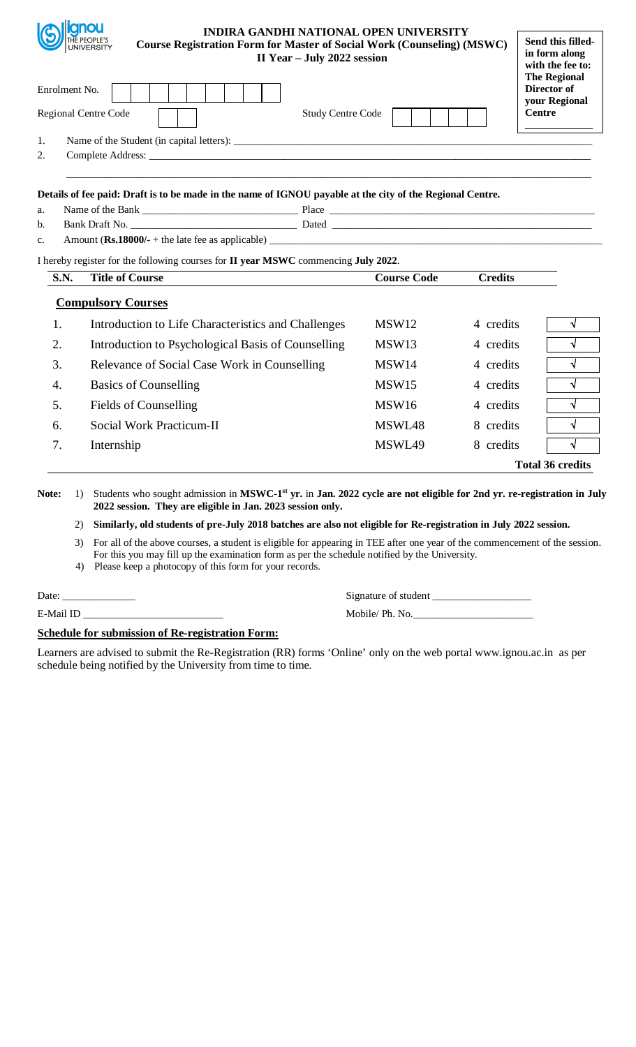**INDIRA GANDHI NATIONAL OPEN UNIVERSITY**
**Course Registration Form for Master of Social Work (Counseling) (MSWC)**
**II Year – July 2022 session**

**Send this filled-in form along with the fee to: The Regional Director of your Regional Centre**

Enrolment No. | | | | | | | | | |

Regional Centre Code | | |     Study Centre Code | | | | | |

1. Name of the Student (in capital letters): ____________________
2. Complete Address: ____________________

**Details of fee paid: Draft is to be made in the name of IGNOU payable at the city of the Regional Centre.**

a. Name of the Bank ______________ Place ______________
b. Bank Draft No. ______________ Dated ______________
c. Amount (**Rs.18000/-** + the late fee as applicable) ______________

I hereby register for the following courses for **II year MSWC** commencing **July 2022**.

| S.N. | Title of Course | Course Code | Credits | |
|---|---|---|---|---|
| | **Compulsory Courses** | | | |
| 1. | Introduction to Life Characteristics and Challenges | MSW12 | 4 credits | √ |
| 2. | Introduction to Psychological Basis of Counselling | MSW13 | 4 credits | √ |
| 3. | Relevance of Social Case Work in Counselling | MSW14 | 4 credits | √ |
| 4. | Basics of Counselling | MSW15 | 4 credits | √ |
| 5. | Fields of Counselling | MSW16 | 4 credits | √ |
| 6. | Social Work Practicum-II | MSWL48 | 8 credits | √ |
| 7. | Internship | MSWL49 | 8 credits | √ |
| | | | | **Total 36 credits** |

**Note:**
1) Students who sought admission in **MSWC-1st yr.** in **Jan. 2022 cycle are not eligible for 2nd yr. re-registration in July 2022 session. They are eligible in Jan. 2023 session only.**
2) **Similarly, old students of pre-July 2018 batches are also not eligible for Re-registration in July 2022 session.**
3) For all of the above courses, a student is eligible for appearing in TEE after one year of the commencement of the session. For this you may fill up the examination form as per the schedule notified by the University.
4) Please keep a photocopy of this form for your records.

Date: ______________     Signature of student ______________

E-Mail ID ______________     Mobile/ Ph. No.______________

**Schedule for submission of Re-registration Form:**

Learners are advised to submit the Re-Registration (RR) forms 'Online' only on the web portal www.ignou.ac.in as per schedule being notified by the University from time to time.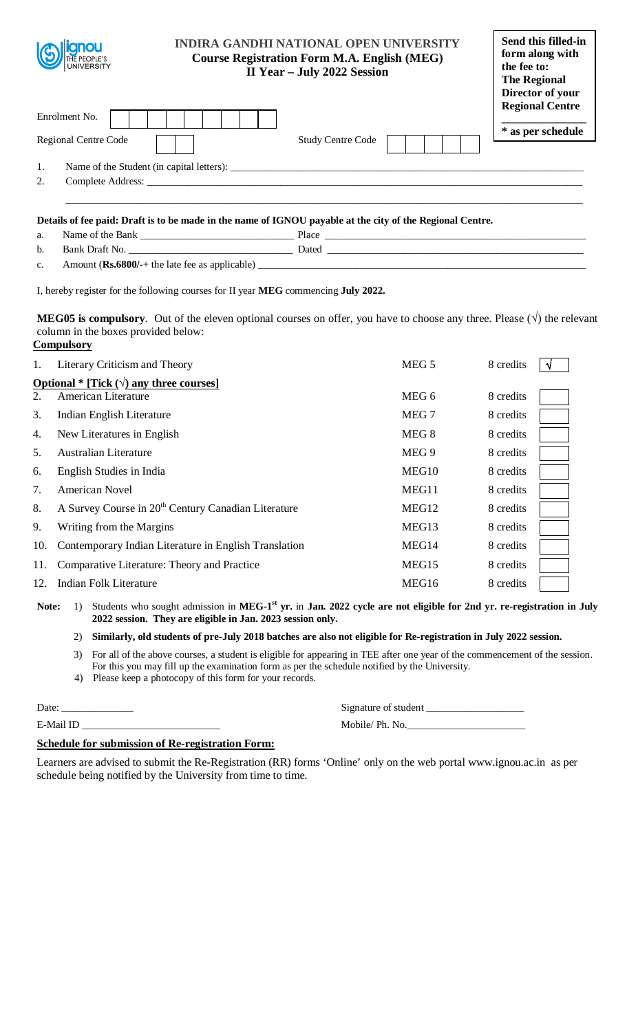**INDIRA GANDHI NATIONAL OPEN UNIVERSITY**

**Course Registration Form M.A. English (MEG)**

**II Year – July 2022 Session**

**Send this filled-in form along with the fee to: The Regional Director of your Regional Centre**

**\* as per schedule**

Enrolment No. [ | | | | | | | | | ]

Regional Centre Code [ | ] Study Centre Code [ | | | | ]

1. Name of the Student (in capital letters): ____________________
2. Complete Address: ____________________

____________________

**Details of fee paid: Draft is to be made in the name of IGNOU payable at the city of the Regional Centre.**

a. Name of the Bank ____________________ Place ____________________
b. Bank Draft No. ____________________ Dated ____________________
c. Amount (**Rs.6800/-**+ the late fee as applicable) ____________________

I, hereby register for the following courses for II year **MEG** commencing **July 2022.**

**MEG05 is compulsory**. Out of the eleven optional courses on offer, you have to choose any three. Please (√) the relevant column in the boxes provided below:

**Compulsory**

| | Course | Code | Credits | |
|---|---|---|---|---|
| 1. | Literary Criticism and Theory | MEG 5 | 8 credits | √ |
| **Optional \* [Tick (√) any three courses]** | | | | |
| 2. | American Literature | MEG 6 | 8 credits | |
| 3. | Indian English Literature | MEG 7 | 8 credits | |
| 4. | New Literatures in English | MEG 8 | 8 credits | |
| 5. | Australian Literature | MEG 9 | 8 credits | |
| 6. | English Studies in India | MEG10 | 8 credits | |
| 7. | American Novel | MEG11 | 8 credits | |
| 8. | A Survey Course in 20th Century Canadian Literature | MEG12 | 8 credits | |
| 9. | Writing from the Margins | MEG13 | 8 credits | |
| 10. | Contemporary Indian Literature in English Translation | MEG14 | 8 credits | |
| 11. | Comparative Literature: Theory and Practice | MEG15 | 8 credits | |
| 12. | Indian Folk Literature | MEG16 | 8 credits | |

**Note:**

1) Students who sought admission in **MEG-1st yr.** in **Jan. 2022 cycle are not eligible for 2nd yr. re-registration in July 2022 session. They are eligible in Jan. 2023 session only.**

2) **Similarly, old students of pre-July 2018 batches are also not eligible for Re-registration in July 2022 session.**

3) For all of the above courses, a student is eligible for appearing in TEE after one year of the commencement of the session. For this you may fill up the examination form as per the schedule notified by the University.

4) Please keep a photocopy of this form for your records.

Date: ______________ Signature of student ____________________

E-Mail ID ____________________ Mobile/ Ph. No. ____________________

**Schedule for submission of Re-registration Form:**

Learners are advised to submit the Re-Registration (RR) forms 'Online' only on the web portal www.ignou.ac.in as per schedule being notified by the University from time to time.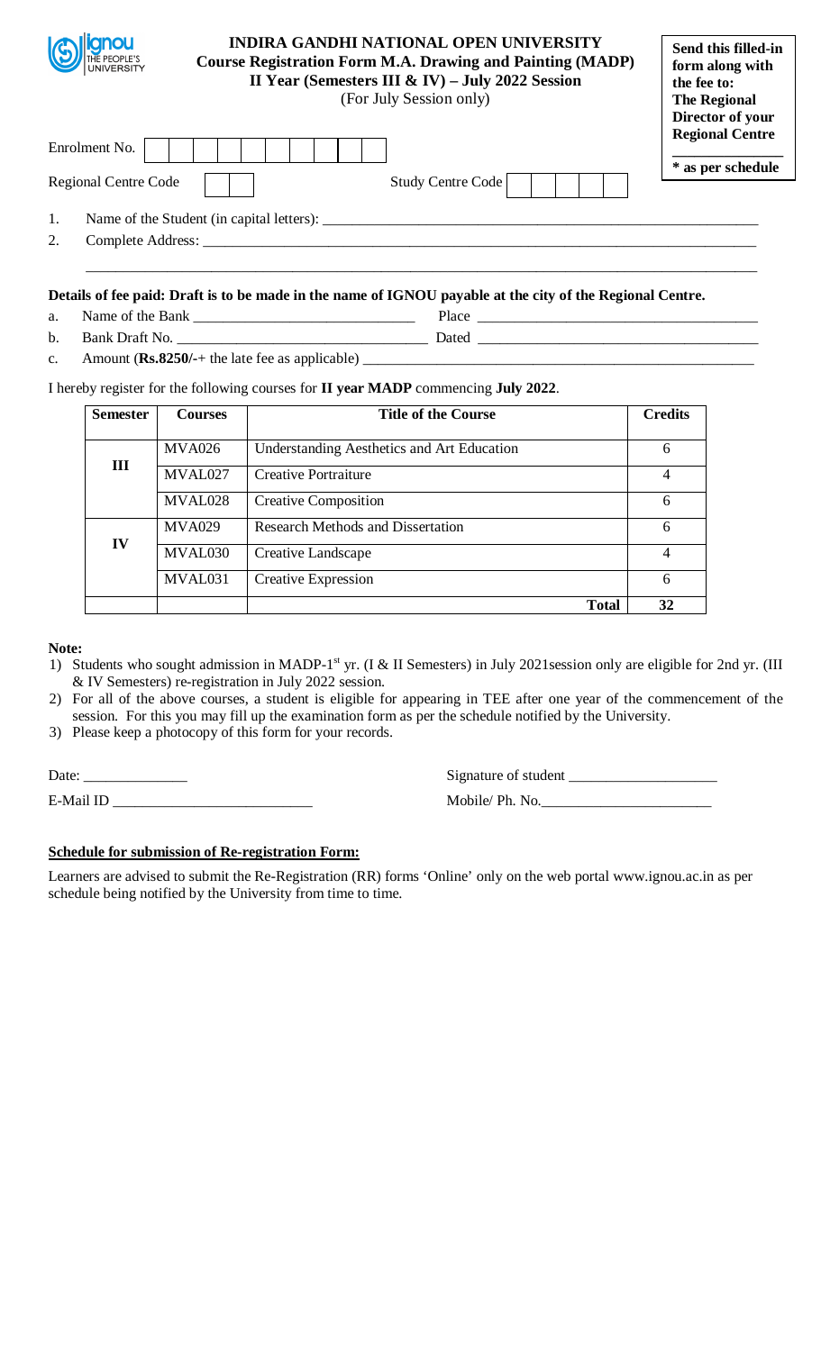# INDIRA GANDHI NATIONAL OPEN UNIVERSITY

## Course Registration Form M.A. Drawing and Painting (MADP)

### II Year (Semesters III & IV) – July 2022 Session

(For July Session only)

**Send this filled-in form along with the fee to: The Regional Director of your Regional Centre**

**\* as per schedule**

Enrolment No. | | | | | | | | | | |

Regional Centre Code | | | Study Centre Code | | | | |

1. Name of the Student (in capital letters): ____________________________________________

2. Complete Address: ____________________________________________________________

____________________________________________________________________________

**Details of fee paid: Draft is to be made in the name of IGNOU payable at the city of the Regional Centre.**

a. Name of the Bank ____________________________ Place ______________________________

b. Bank Draft No. _______________________________ Dated ______________________________

c. Amount (**Rs.8250/-**+ the late fee as applicable) ____________________________________________

I hereby register for the following courses for **II year MADP** commencing **July 2022**.

| Semester | Courses | Title of the Course | Credits |
|---|---|---|---|
| III | MVA026 | Understanding Aesthetics and Art Education | 6 |
| | MVAL027 | Creative Portraiture | 4 |
| | MVAL028 | Creative Composition | 6 |
| IV | MVA029 | Research Methods and Dissertation | 6 |
| | MVAL030 | Creative Landscape | 4 |
| | MVAL031 | Creative Expression | 6 |
| | | **Total** | **32** |

**Note:**

1) Students who sought admission in MADP-1st yr. (I & II Semesters) in July 2021session only are eligible for 2nd yr. (III & IV Semesters) re-registration in July 2022 session.
2) For all of the above courses, a student is eligible for appearing in TEE after one year of the commencement of the session. For this you may fill up the examination form as per the schedule notified by the University.
3) Please keep a photocopy of this form for your records.

Date: ______________ Signature of student ____________________

E-Mail ID ___________________________ Mobile/ Ph. No.______________________

**Schedule for submission of Re-registration Form:**

Learners are advised to submit the Re-Registration (RR) forms 'Online' only on the web portal www.ignou.ac.in as per schedule being notified by the University from time to time.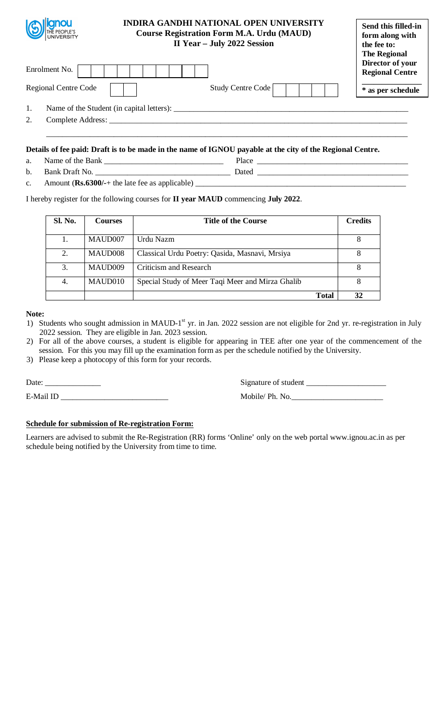# INDIRA GANDHI NATIONAL OPEN UNIVERSITY

## Course Registration Form M.A. Urdu (MAUD)

## II Year – July 2022 Session

**Send this filled-in form along with the fee to: The Regional Director of your Regional Centre**

**\* as per schedule**

Enrolment No. | | | | | | | | | | |

Regional Centre Code | | | Study Centre Code | | | | |

1. Name of the Student (in capital letters): ______________________________
2. Complete Address: ______________________________

______________________________

**Details of fee paid: Draft is to be made in the name of IGNOU payable at the city of the Regional Centre.**

a. Name of the Bank ______________________ Place ______________________

b. Bank Draft No. ______________________ Dated ______________________

c. Amount (**Rs.6300/-**+ the late fee as applicable) ______________________

I hereby register for the following courses for **II year MAUD** commencing **July 2022**.

| Sl. No. | Courses | Title of the Course | Credits |
|---|---|---|---|
| 1. | MAUD007 | Urdu Nazm | 8 |
| 2. | MAUD008 | Classical Urdu Poetry: Qasida, Masnavi, Mrsiya | 8 |
| 3. | MAUD009 | Criticism and Research | 8 |
| 4. | MAUD010 | Special Study of Meer Taqi Meer and Mirza Ghalib | 8 |
| | | **Total** | **32** |

**Note:**

1) Students who sought admission in MAUD-1st yr. in Jan. 2022 session are not eligible for 2nd yr. re-registration in July 2022 session. They are eligible in Jan. 2023 session.
2) For all of the above courses, a student is eligible for appearing in TEE after one year of the commencement of the session. For this you may fill up the examination form as per the schedule notified by the University.
3) Please keep a photocopy of this form for your records.

Date: ______________ Signature of student ______________

E-Mail ID ______________ Mobile/ Ph. No.______________

**Schedule for submission of Re-registration Form:**

Learners are advised to submit the Re-Registration (RR) forms 'Online' only on the web portal www.ignou.ac.in as per schedule being notified by the University from time to time.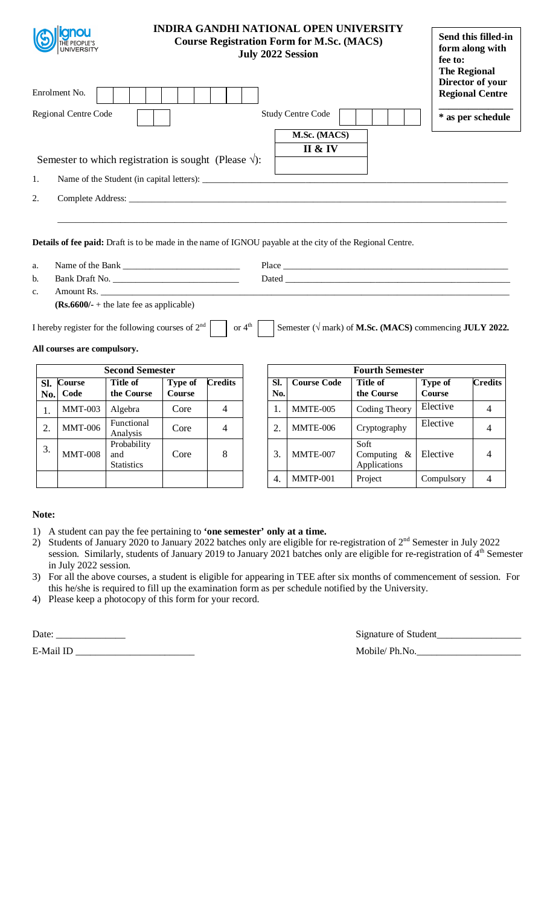ignou THE PEOPLE'S UNIVERSITY

# INDIRA GANDHI NATIONAL OPEN UNIVERSITY

## Course Registration Form for M.Sc. (MACS)

**July 2022 Session**

**Send this filled-in form along with fee to: The Regional Director of your Regional Centre**

**\* as per schedule**

Enrolment No. | | | | | | | | | | |

Regional Centre Code | | |

Study Centre Code | | | | | |

| M.Sc. (MACS) |
|---|
| **II & IV** |
| |

Semester to which registration is sought (Please √):

1. Name of the Student (in capital letters): ____________________

2. Complete Address: ____________________

____________________

**Details of fee paid:** Draft is to be made in the name of IGNOU payable at the city of the Regional Centre.

a. Name of the Bank ____________________ Place ____________________

b. Bank Draft No. ____________________ Dated ____________________

c. Amount Rs. ____________________

**(Rs.6600/-** + the late fee as applicable)

I hereby register for the following courses of 2nd [ ] or 4th [ ] Semester (√ mark) of **M.Sc. (MACS)** commencing **JULY 2022.**

**All courses are compulsory.**

| Second Semester | | | | |
|---|---|---|---|---|
| **Sl. No.** | **Course Code** | **Title of the Course** | **Type of Course** | **Credits** |
| 1. | MMT-003 | Algebra | Core | 4 |
| 2. | MMT-006 | Functional Analysis | Core | 4 |
| 3. | MMT-008 | Probability and Statistics | Core | 8 |
| | | | | |

| Fourth Semester | | | | |
|---|---|---|---|---|
| **Sl. No.** | **Course Code** | **Title of the Course** | **Type of Course** | **Credits** |
| 1. | MMTE-005 | Coding Theory | Elective | 4 |
| 2. | MMTE-006 | Cryptography | Elective | 4 |
| 3. | MMTE-007 | Soft Computing & Applications | Elective | 4 |
| 4. | MMTP-001 | Project | Compulsory | 4 |

**Note:**

1) A student can pay the fee pertaining to **'one semester' only at a time.**
2) Students of January 2020 to January 2022 batches only are eligible for re-registration of 2nd Semester in July 2022 session. Similarly, students of January 2019 to January 2021 batches only are eligible for re-registration of 4th Semester in July 2022 session.
3) For all the above courses, a student is eligible for appearing in TEE after six months of commencement of session. For this he/she is required to fill up the examination form as per schedule notified by the University.
4) Please keep a photocopy of this form for your record.

Date: ____________________ Signature of Student____________________

E-Mail ID ____________________ Mobile/ Ph.No.____________________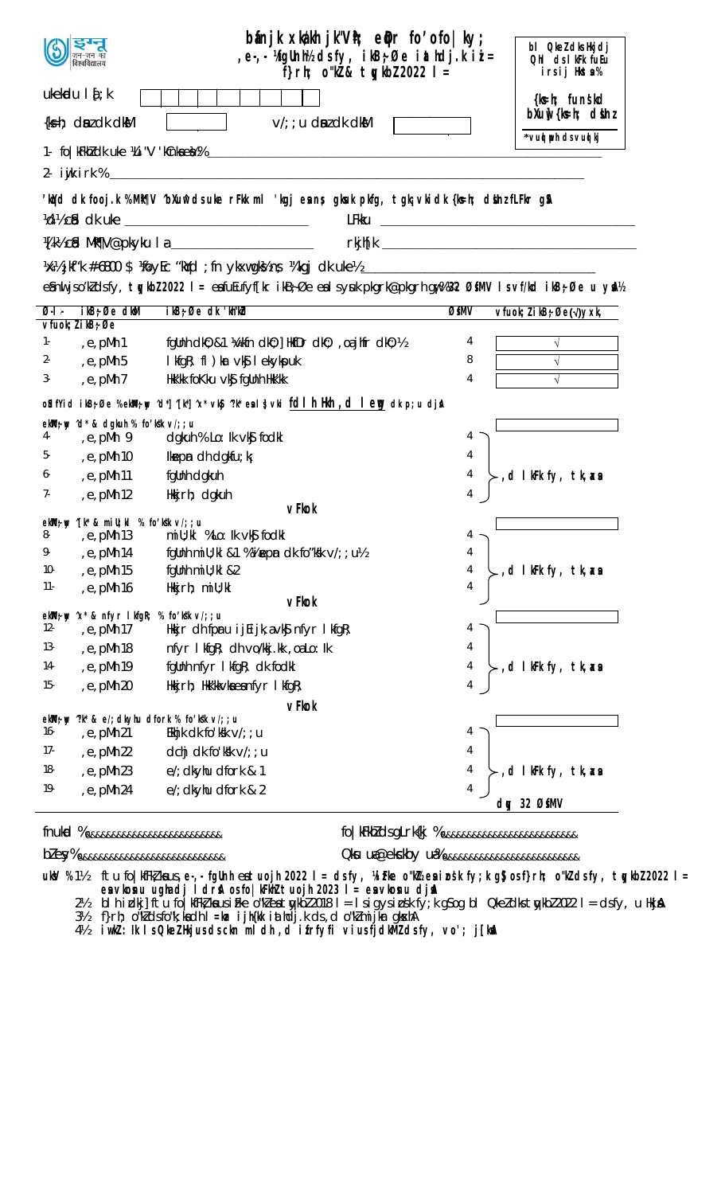इग्नू
जन-जन का विश्वविद्यालय

# bafnjk xka/kh jk"Vªh; eqDr fo'ofo|ky;

## ,e-,- ¼fgUnh½ ds fy, ikB~;Øe iath;dj.k i=

### f}rh; o"kZ & tqykbZ 2022 l=

bl QkeZ dks Hkjdj QhI ds lkFk fuEu irs ij Hkst sa%

{ks=h; funs'kd bXuw {ks=h; dsUnz

*vuqlwph ds vuqlkj

ukekadu la[;k

{ks=h; dsanz dk dksM   v/;;u dsanz dk dksM

1- fo|kFkhZ dk uke ¼Li"V 'kCnksa esa½%____________________

2- iwjk irk %____________________

'kqYd dk fooj.k %MhMh@ bXuw ds uke rFkk ml 'kgj esa ns; gksuk pkfg, tgk¡ vkidk {ks=h; dsUnz fLFkr gS

¼d½ cSad dk uke ____________________ LFkku ____________________

¼[k½ cSad MhMh@pkyku la____________________ rkjh[k ____________________

¼x½ jkf'k #6800 $ ¼foyEc "kqYd ;fn ykxw gks½ ¼s½ ¼'kgj dk uke½____________________

esaus uhps o"kZ dsfy, tqykbZ 2022 l= esa fuEufyf[kr ikB~;Øe esa layXu pkgrk@pkgrh gw¡ ¼32 ØsfMV ls vf/kd ikB~;Øe u ysa½

| Ø-l- | ikB~;Øe dk dksM | ikB~;Øe dk 'kh"kZd | ØsfMV | vfuok;Z ikB~;Øe ¼√½ yxk, |
|---|---|---|---|---|
| **vfuok;Z ikB~;Øe** | | | | |
| 1- | ,e,pMh 1 | fgUnh dkO;&1 ¼vkfn dkO;] HkfDr dkO; ,oa jhfr dkO;½ | 4 | √ |
| 2- | ,e,pMh 5 | lkfgR; fl)kar vkSj lekykspuk | 8 | √ |
| 3- | ,e,pMh 7 | Hkk"kk foKku vkSj fgUnh Hkk"kk | 4 | √ |
| **oSdfYid ikB~;Øe %eksM~;wy ^d*] ^[k*] ^x* vkSj ^?k* esa ls vki fdlh Hkh ,d lewg dk p;u djsa** | | | | |
| **eksM~;wy ^d* & dgkuh % fo'ks"k v/;;u** | | | | |
| 4- | ,e,pMh 9 | dgkuh % Lo:Ik vkSj fodkl | 4 | ,d lkFk fy, tk,axs |
| 5- | ,e,pMh 10 | Iszepan dh dgkfu;k¡ | 4 | |
| 6- | ,e,pMh 11 | fgUnh dgkuh | 4 | |
| 7- | ,e,pMh 12 | Hkkjrh; dgkuh | 4 | |
| | | **vFkok** | | |
| **eksM~;wy ^[k* & mi U;kl % fo'ks"k v/;;u** | | | | |
| 8- | ,e,pMh 13 | miU;kl %Lo:Ik vkSj fodkl | 4 | ,d lkFk fy, tk,axs |
| 9- | ,e,pMh 14 | fgUnh miU;kl &1 ¼Izsepan dk fo'ks"k v/;;u½ | 4 | |
| 10- | ,e,pMh 15 | fgUnh miU;kl &2 | 4 | |
| 11- | ,e,pMh 16 | Hkkjrh; miU;kl | 4 | |
| | | **vFkok** | | |
| **eksM~;wy ^x* & nfyr lkfgR; % fo'ks"k v/;;u** | | | | |
| 12- | ,e,pMh 17 | Hkkjr dh fpUru ijEijk,a vkSj nfyr lkfgR; | 4 | ,d lkFk fy, tk,axs |
| 13- | ,e,pMh 18 | nfyr lkfgR; dh vo/kkj.kk ,oa Lo:Ik | 4 | |
| 14- | ,e,pMh 19 | fgUnh nfyr lkfgR; dk fodkl | 4 | |
| 15- | ,e,pMh 20 | Hkkjrh; Hkk"kkvksa esa nfyr lkfgR; | 4 | |
| | | **vFkok** | | |
| **eksM~;wy ^?k* & e/;dkyhu dfork % fo'ks"k v/;;u** | | | | |
| 16- | ,e,pMh 21 | HkfDr dk fo'ks"k v/;;u | 4 | ,d lkFk fy, tk,axs |
| 17- | ,e,pMh 22 | dchj dk fo'ks"k v/;;u | 4 | |
| 18- | ,e,pMh 23 | e/;dkyhu dfork & 1 | 4 | |
| 19- | ,e,pMh 24 | e/;dkyhu dfork & 2 | 4 | |
| | | | **dqy 32 ØsfMV** | |

fnukad %&&&&&&&&&&&&&&&&&&&&&&&& fo|kFkhZ ds gLrk{kj %&&&&&&&&&&&&&&&&&&&&&&&&

bZ&esy %&&&&&&&&&&&&&&&&&&&&&&&&&& Qksu ua@eksckby ua%&&&&&&&&&&&&&&&&&&&&&&&&

**uksV %** 1½ tu fo|kfFkZ;ksa us ,e-,- fgUnh esa tuojh 2022 l= ds fy, ¼iFke o"kZ esa izos'k fy;k g\$ os f}rh; o"kZ ds fy, tqykbZ 2022 l= esa vkosnu ugha dj ldrsA os fo|kFkhZ tuojh 2023 l= esa vkosnu djsaA

2½ bl hi izdkj tu fo|kfFkZ;ksa us iFke o"kZ esa tqykbZ 2018 l= ls iigys izos'k fy;k gS og bl QkeZ dks tqykbZ 2022 l= ds fy, u HkjsaA

3½ f}rh; o"kZ ds fo'k;ksa dh lwph ikB~;Øe iath;dj.k ds le; gh izLrqr djus gksaxhA

4½ iwjh ladkjh ls QkeZ Hkjus ds ckn mldh ,d izfrfyfi vius fjdkWMZ ds fy, vo'; j[ksaA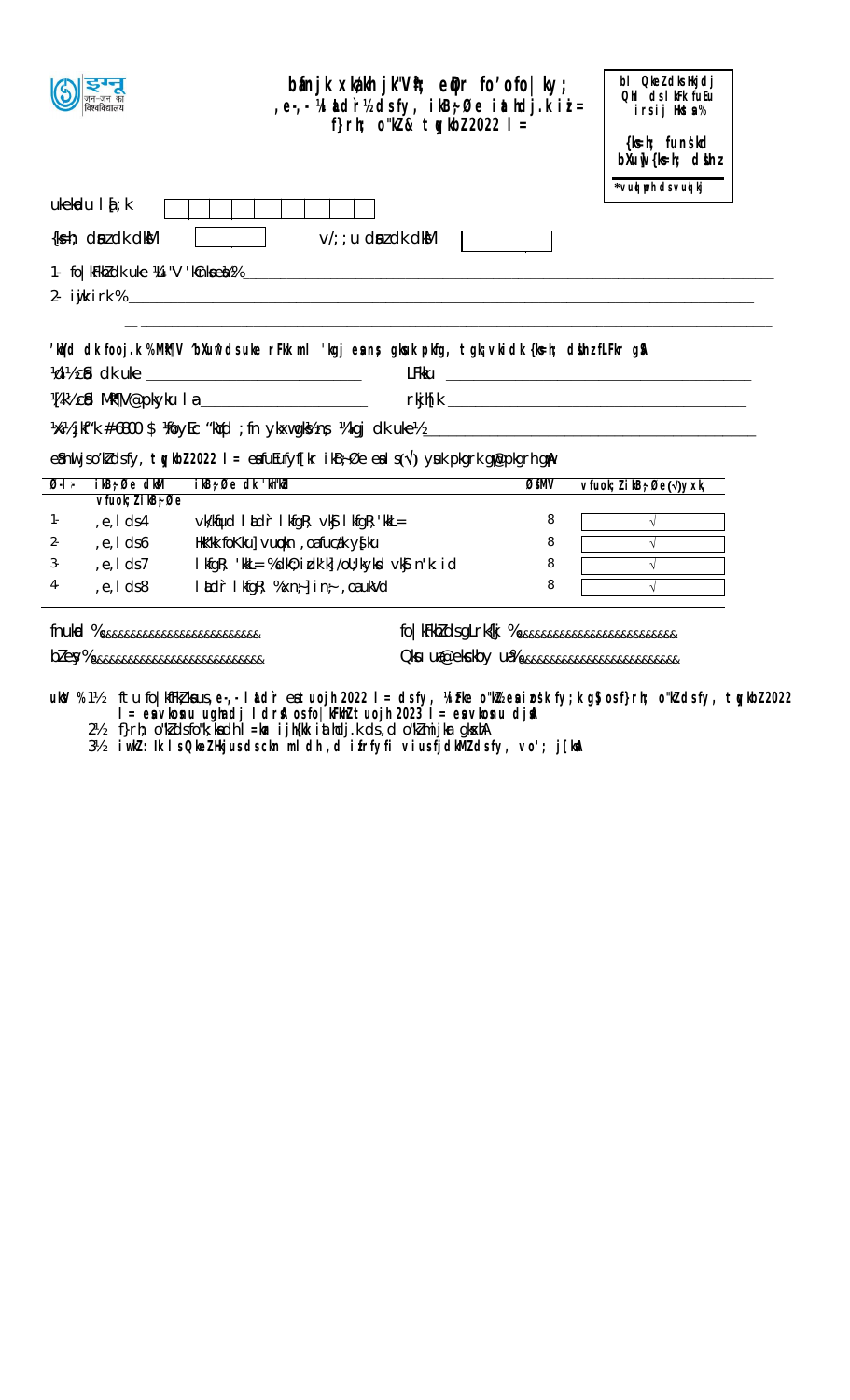**bafnjk xka/kh jk"Vªh; eqDr fo'ofo|ky;**

**,e-,- ¼lekt dk;Z½ dsfy, ikB~;Øe iath;d.k i=**

**f}rh; o"kZ & tqykbZ 2022 l=**

**bl QkeZ dks Hkjdj**
**QhI ds lkFk fuEu**
**irs ij Hkstsa%**

**{ks=h; funs'kd**
**bXuw {ks=h; dsUnz**

***vuqykud dsvuqlkj**

ukekadu la[;k [ | | | | | | | | ]

{ks=h; dsUnz dksM [ ] v/;;u dsUnz dksM [ ]

1- fo|kFkhZ dk uke ¼Li"V 'kCnksa esa½% ____________________________________________

2- iwjk irk % ____________________________________________

____________________________________________

'kSf{kd dk;Zdze gsrq vkosnu i= esa fn, x, uke ds vuqlkj gh gLrk{kj dsUnz ij ns[ksa

¼d½ cSd dk uke ____________________ LFkku ____________________________

¼[k½ cSd Mªk¶V@pkyku la ____________________ rkjh[k ____________________________

¼x½ jkf'k #6800 $ ¼foyEc 'kqYd ;fn ykxw gksrk gks½ ¼'kqYd dk uke½ ____________________________

esjh nwljs o"kZ ds fy, tqykbZ 2022 l= esa fuEufyf[kr ikB~;Øe esa s(√) ysuk pkgrk gw@pkgrh gw¡A

| Ø-l- | ikB~;Øe dksM | ikB~;Øe dk 'kh"kZd | ØsfMV | vfuok;Z ikB~;Øe (√) yxk, |
|---|---|---|---|---|
| | vfuok;Z ikB~;Øe | | | |
| 1- | ,e,lMCY;w 4 | vk/kqfud lekt dk;Z vkSj lkfgR; | 8 | √ |
| 2- | ,e,lMCY;w 6 | Hkkjrh; foKku] vuqla/kku ,oa fuca/k ys[ku | 8 | √ |
| 3- | ,e,lMCY;w 7 | lkfgR; 'kkL= %dk;Z i)fr] /ku;kstuk vkSj n'kZu | 8 | √ |
| 4- | ,e,lMCY;w 8 | lekt lkfgR; %ewY;] ,oa n'kZu | 8 | √ |

fnukad %&&&&&&&&&&&&&&&&&&&&&&&& fo|kFkhZ ds gLrk{kj %&&&&&&&&&&&&&&&&&&&&&&&&

bZesy %&&&&&&&&&&&&&&&&&&&&&&&&&& Qksu ua@eksckby ua%&&&&&&&&&&&&&&&&&&&&&&&&

**uksV %1½ ftu fo|kfFkZ;ksa us ,e-,- lekt dk;Z esa tuojh 2022 l= ds fy, ¼izFke o"kZ½ esa izos'k fy;k gS os f}rh; o"kZ ds fy, tqykbZ 2022 l= esa vkosnu ugha dj ldrsA os fo|kFkhZ tuojh 2023 l= esa vkosnu djsaA**

**2½ f}rh; o"kZ dks fo'ks"kkf/kdkj ls iqu% iath;d.k ds ,d o"kZ mijkar gh vkosnu djuk gksxkA**

**3½ iwjk Hkjk gqvk QkeZ Hkjus ds ckn mldh ,d izfrfyfi viuh fjdkMZ ds fy, vo'; j[ksaA**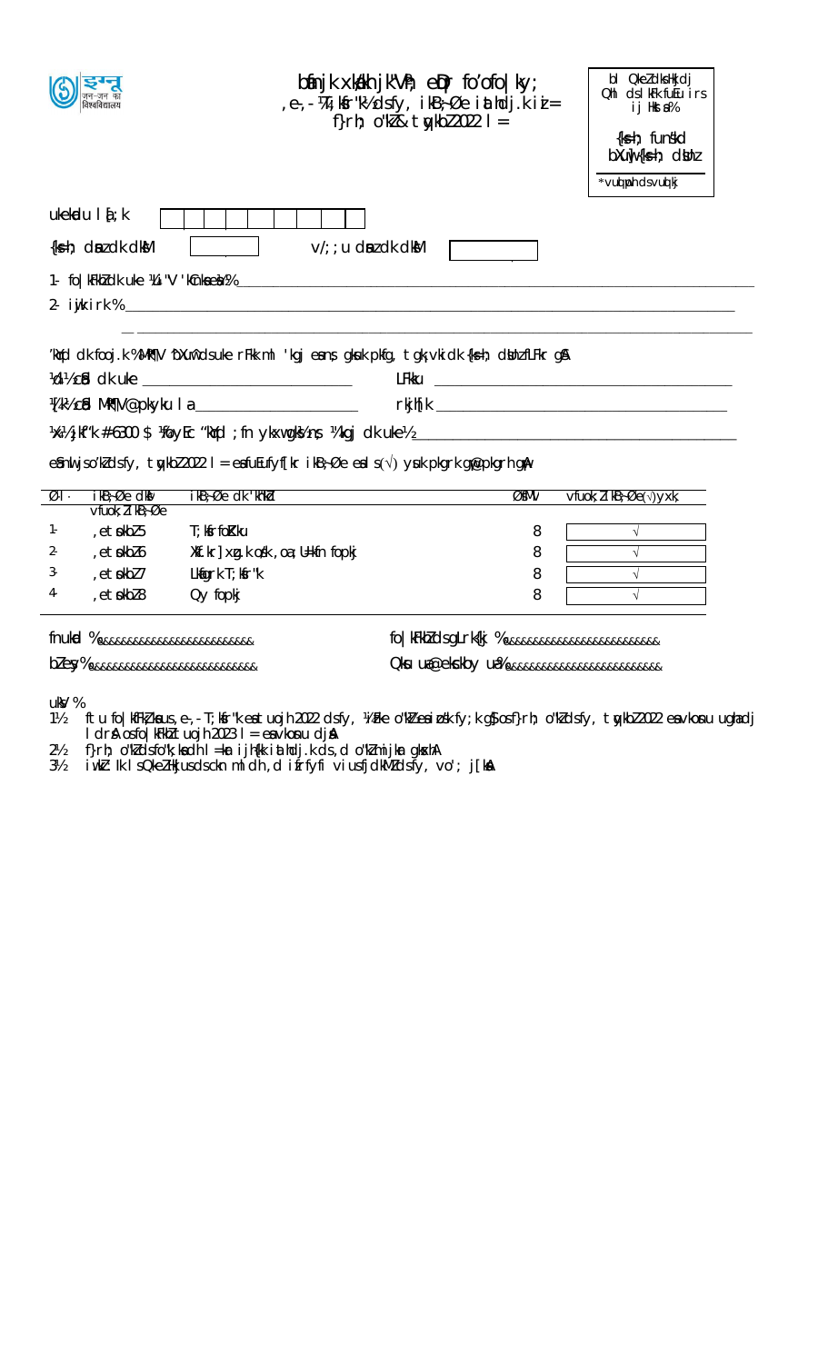इग्नू
जन-जन का
विश्वविद्यालय

# bfUnjk xka/kh jk"Vªh; eqDr fo'ofo|ky;

,e-,- ¼T;ksfr"k½ ds fy, ikB;Øe iath;dj.k i=

f}rh; o"kZ & tqykbZ 2022 l=

bl QkeZ dks Hkjdj Qhl ds lkFk fuEu irs ij Hkstsa%

{ks=h; funs'kd
bXuw {ks=h; dsUnz

*vuqlwph ds vuqlkj

ukekadu la[;k | | | | | | | | | |

{ks=h; dsUnz dk dksM | | v/;;u dsUnz dk dksM | |

1- fo|kFkhZ dk uke ¼Li"V 'kCnksa esa½%____________________________________________

2- irk %____________________________________________

____________________________________________

'kqYd dk fooj.k %Mh-Mh- bXuw ds uke rFkk ml 'kgj esa ns; gksuk pkfg, tgka vkids dk {ks=h; dsUnz fLFkr gSA

¼d½ cSad dk uke ____________________ LFkku ____________________

¼[k½ Mh-Mh-@pkyku la____________________ rkjh[k ____________________

¼x½ jkf'k # 6300 $ ¼foyEc 'kqYd ;fn ykxw gks½ ¼'kCnksa esa½____________________

eSa nwljs o"kZ ds fy, tqykbZ 2022 l= esa fuEufyf[kr ikB;Øe esa ls (√) yxk pkgrk gw¡@pkgrh gw¡A

| Øl- | ikB;Øe dksM vfuok;Z ikB;Øe | ikB;Øe dk 'kh"kZd | ØsfMV | vfuok;Z ikB;Øe (√) yxk, |
|---|---|---|---|---|
| 1- | ,e,tsokbZ-5 | T;ksfr foKku | 8 | √ |
| 2- | ,e,tsokbZ-6 | Xf.kr] xzg.k o"k.k ,oa U=kfn fopkj | 8 | √ |
| 3- | ,e,tsokbZ-7 | LFkfgrk T;ksfr"k | 8 | √ |
| 4- | ,e,tsokbZ-8 | Qy fopkj | 8 | √ |

fnukad %&&&&&&&&&&&&&&&&&&&&&&&&&&& fo|kFkhZ ds gLrk{kj %&&&&&&&&&&&&&&&&&&&&&&&&&&&

bZ&esy %&&&&&&&&&&&&&&&&&&&&&&&&&&&&& Qksu uEcj@eksckby ua-%&&&&&&&&&&&&&&&&&&&&&&&&&&&

uksV %

1½ tu fo|kfFkZ;ksa us ,e-,- T;ksfr"k esa tuojh 2022 ds fy, ¼iFke o"kZ esa izos'k fy;k gS os f}rh; o"kZ ds fy, tqykbZ 2022 esa vkosnu ugha dj ldrsA os fo|kFkhZ tuojh 2023 l= esa vkosnu djsaA

2½ f}rh; o"kZ ds fo"k;ksa dh l=kar ijh{kk iath;dj.k ds ,d o"kZ mijkUr gksxhA

3½ iwjs lko/kkuh ls QkeZ Hkjus ds ckn mldh ,d izfrfyfi vius ikl vo'; j[ksaA